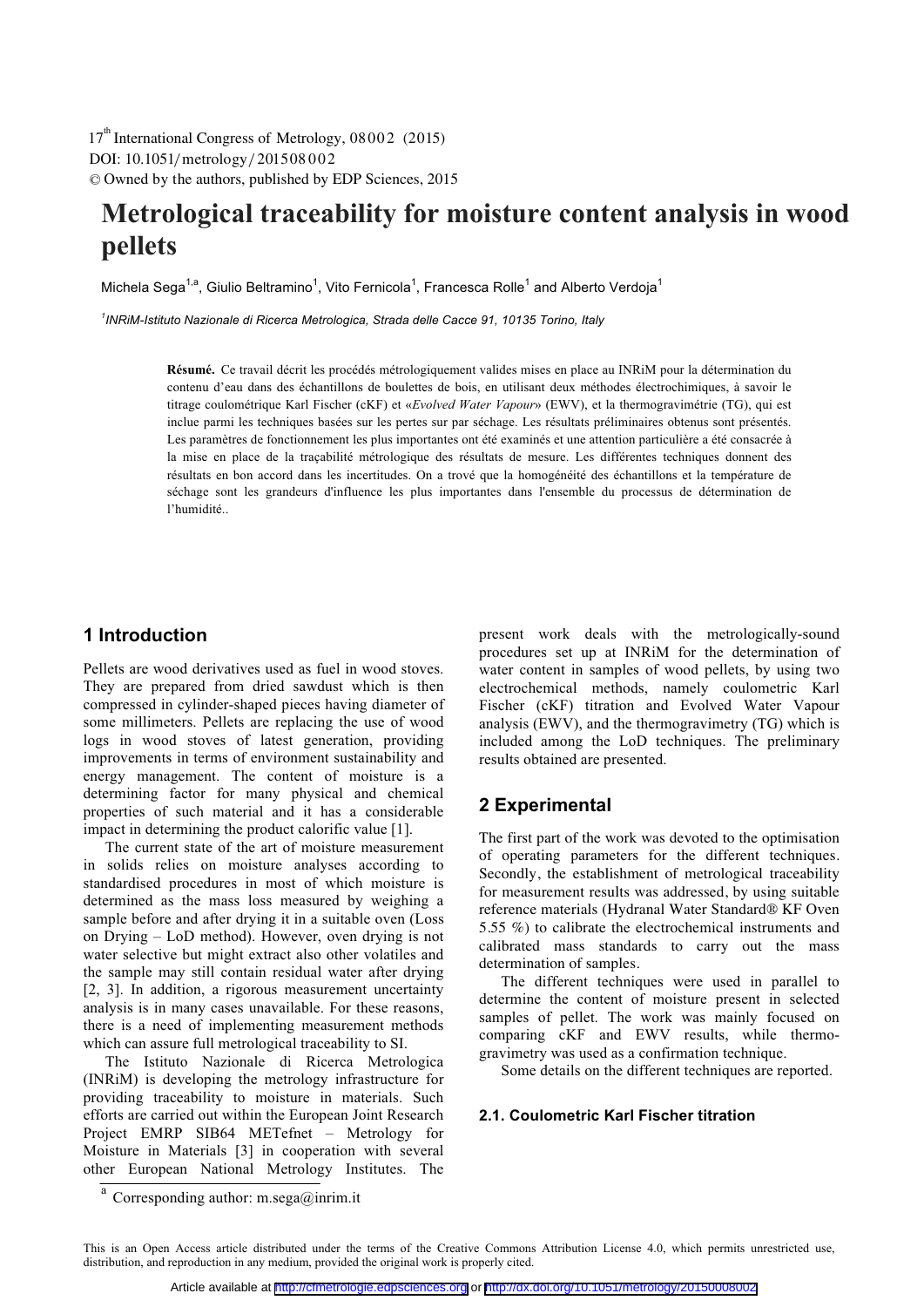# Metrological traceability for moisture content analysis in wood pellets

Michela Sega[1,a], Giulio Beltramino[1], Vito Fernicola[1], Francesca Rolle[1] and Alberto Verdoja[1]

[1]INRiM-Istituto Nazionale di Ricerca Metrologica, Strada delle Cacce 91, 10135 Torino, Italy

**Résumé.** Ce travail décrit les procédés métrologiquement valides mises en place au INRiM pour la détermination du contenu d'eau dans des échantillons de boulettes de bois, en utilisant deux méthodes électrochimiques, à savoir le titrage coulométrique Karl Fischer (cKF) et «*Evolved Water Vapour*» (EWV), et la thermogravimétrie (TG), qui est inclue parmi les techniques basées sur les pertes sur par séchage. Les résultats préliminaires obtenus sont présentés. Les paramètres de fonctionnement les plus importantes ont été examinés et une attention particulière a été consacrée à la mise en place de la traçabilité métrologique des résultats de mesure. Les différentes techniques donnent des résultats en bon accord dans les incertitudes. On a trové que la homogénéité des échantillons et la température de séchage sont les grandeurs d'influence les plus importantes dans l'ensemble du processus de détermination de l'humidité..

## 1 Introduction

Pellets are wood derivatives used as fuel in wood stoves. They are prepared from dried sawdust which is then compressed in cylinder-shaped pieces having diameter of some millimeters. Pellets are replacing the use of wood logs in wood stoves of latest generation, providing improvements in terms of environment sustainability and energy management. The content of moisture is a determining factor for many physical and chemical properties of such material and it has a considerable impact in determining the product calorific value [1].

The current state of the art of moisture measurement in solids relies on moisture analyses according to standardised procedures in most of which moisture is determined as the mass loss measured by weighing a sample before and after drying it in a suitable oven (Loss on Drying – LoD method). However, oven drying is not water selective but might extract also other volatiles and the sample may still contain residual water after drying [2, 3]. In addition, a rigorous measurement uncertainty analysis is in many cases unavailable. For these reasons, there is a need of implementing measurement methods which can assure full metrological traceability to SI.

The Istituto Nazionale di Ricerca Metrologica (INRiM) is developing the metrology infrastructure for providing traceability to moisture in materials. Such efforts are carried out within the European Joint Research Project EMRP SIB64 METefnet – Metrology for Moisture in Materials [3] in cooperation with several other European National Metrology Institutes. The present work deals with the metrologically-sound procedures set up at INRiM for the determination of water content in samples of wood pellets, by using two electrochemical methods, namely coulometric Karl Fischer (cKF) titration and Evolved Water Vapour analysis (EWV), and the thermogravimetry (TG) which is included among the LoD techniques. The preliminary results obtained are presented.

## 2 Experimental

The first part of the work was devoted to the optimisation of operating parameters for the different techniques. Secondly, the establishment of metrological traceability for measurement results was addressed, by using suitable reference materials (Hydranal Water Standard® KF Oven 5.55 %) to calibrate the electrochemical instruments and calibrated mass standards to carry out the mass determination of samples.

The different techniques were used in parallel to determine the content of moisture present in selected samples of pellet. The work was mainly focused on comparing cKF and EWV results, while thermo-gravimetry was used as a confirmation technique.

Some details on the different techniques are reported.

### 2.1. Coulometric Karl Fischer titration

[a] Corresponding author: m.sega@inrim.it

This is an Open Access article distributed under the terms of the Creative Commons Attribution License 4.0, which permits unrestricted use, distribution, and reproduction in any medium, provided the original work is properly cited.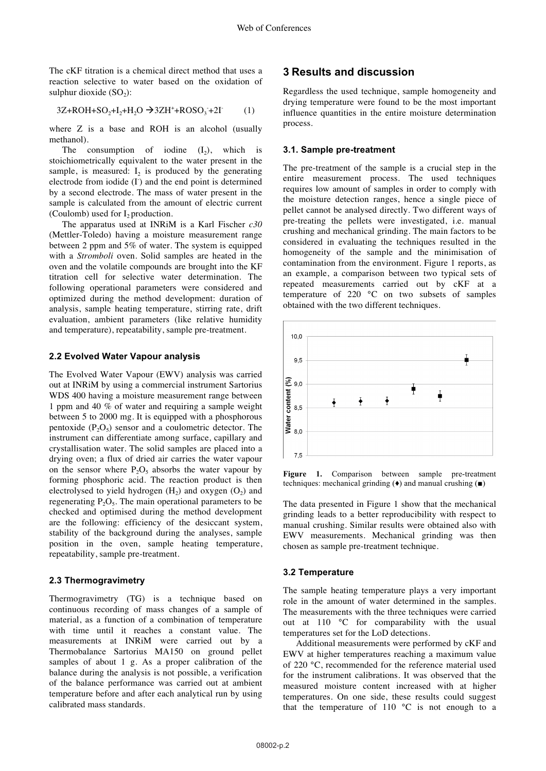The cKF titration is a chemical direct method that uses a reaction selective to water based on the oxidation of sulphur dioxide ($SO_2$):

$$3Z+ROH+SO_2+I_2+H_2O \rightarrow 3ZH^{+}+ROSO_3^{-}+2I^{-} \quad (1)$$

where Z is a base and ROH is an alcohol (usually methanol).

The consumption of iodine ($I_2$), which is stoichiometrically equivalent to the water present in the sample, is measured: $I_2$ is produced by the generating electrode from iodide ($I^-$) and the end point is determined by a second electrode. The mass of water present in the sample is calculated from the amount of electric current (Coulomb) used for $I_2$ production.

The apparatus used at INRiM is a Karl Fischer *c30* (Mettler-Toledo) having a moisture measurement range between 2 ppm and 5% of water. The system is equipped with a *Stromboli* oven. Solid samples are heated in the oven and the volatile compounds are brought into the KF titration cell for selective water determination. The following operational parameters were considered and optimized during the method development: duration of analysis, sample heating temperature, stirring rate, drift evaluation, ambient parameters (like relative humidity and temperature), repeatability, sample pre-treatment.

### 2.2 Evolved Water Vapour analysis

The Evolved Water Vapour (EWV) analysis was carried out at INRiM by using a commercial instrument Sartorius WDS 400 having a moisture measurement range between 1 ppm and 40 % of water and requiring a sample weight between 5 to 2000 mg. It is equipped with a phosphorous pentoxide ($P_2O_5$) sensor and a coulometric detector. The instrument can differentiate among surface, capillary and crystallisation water. The solid samples are placed into a drying oven; a flux of dried air carries the water vapour on the sensor where $P_2O_5$ absorbs the water vapour by forming phosphoric acid. The reaction product is then electrolysed to yield hydrogen ($H_2$) and oxygen ($O_2$) and regenerating $P_2O_5$. The main operational parameters to be checked and optimised during the method development are the following: efficiency of the desiccant system, stability of the background during the analyses, sample position in the oven, sample heating temperature, repeatability, sample pre-treatment.

### 2.3 Thermogravimetry

Thermogravimetry (TG) is a technique based on continuous recording of mass changes of a sample of material, as a function of a combination of temperature with time until it reaches a constant value. The measurements at INRiM were carried out by a Thermobalance Sartorius MA150 on ground pellet samples of about 1 g. As a proper calibration of the balance during the analysis is not possible, a verification of the balance performance was carried out at ambient temperature before and after each analytical run by using calibrated mass standards.

## 3 Results and discussion

Regardless the used technique, sample homogeneity and drying temperature were found to be the most important influence quantities in the entire moisture determination process.

### 3.1. Sample pre-treatment

The pre-treatment of the sample is a crucial step in the entire measurement process. The used techniques requires low amount of samples in order to comply with the moisture detection ranges, hence a single piece of pellet cannot be analysed directly. Two different ways of pre-treating the pellets were investigated, i.e. manual crushing and mechanical grinding. The main factors to be considered in evaluating the techniques resulted in the homogeneity of the sample and the minimisation of contamination from the environment. Figure 1 reports, as an example, a comparison between two typical sets of repeated measurements carried out by cKF at a temperature of 220 °C on two subsets of samples obtained with the two different techniques.

**Figure 1.** Comparison between sample pre-treatment techniques: mechanical grinding (♦) and manual crushing (■)

The data presented in Figure 1 show that the mechanical grinding leads to a better reproducibility with respect to manual crushing. Similar results were obtained also with EWV measurements. Mechanical grinding was then chosen as sample pre-treatment technique.

### 3.2 Temperature

The sample heating temperature plays a very important role in the amount of water determined in the samples. The measurements with the three techniques were carried out at 110 °C for comparability with the usual temperatures set for the LoD detections.

Additional measurements were performed by cKF and EWV at higher temperatures reaching a maximum value of 220 °C, recommended for the reference material used for the instrument calibrations. It was observed that the measured moisture content increased with at higher temperatures. On one side, these results could suggest that the temperature of 110 °C is not enough to a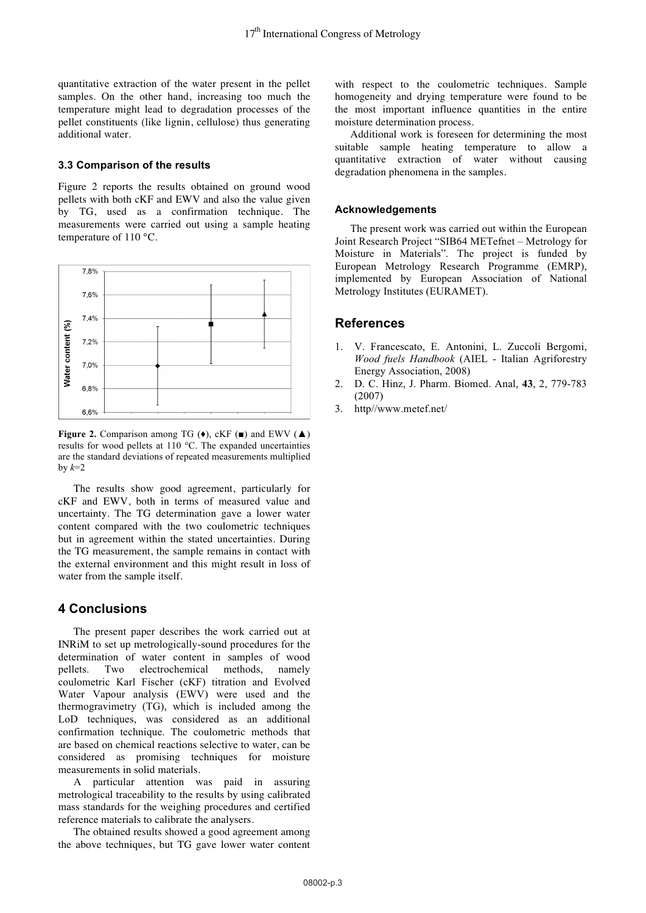quantitative extraction of the water present in the pellet samples. On the other hand, increasing too much the temperature might lead to degradation processes of the pellet constituents (like lignin, cellulose) thus generating additional water.

### 3.3 Comparison of the results

Figure 2 reports the results obtained on ground wood pellets with both cKF and EWV and also the value given by TG, used as a confirmation technique. The measurements were carried out using a sample heating temperature of 110 °C.

Water content (%)

7,8%
7,6%
7,4%
7,2%
7,0%
6,8%
6,6%

**Figure 2.** Comparison among TG (♦), cKF (■) and EWV (▲) results for wood pellets at 110 °C. The expanded uncertainties are the standard deviations of repeated measurements multiplied by $k$=2

The results show good agreement, particularly for cKF and EWV, both in terms of measured value and uncertainty. The TG determination gave a lower water content compared with the two coulometric techniques but in agreement within the stated uncertainties. During the TG measurement, the sample remains in contact with the external environment and this might result in loss of water from the sample itself.

## 4 Conclusions

The present paper describes the work carried out at INRiM to set up metrologically-sound procedures for the determination of water content in samples of wood pellets. Two electrochemical methods, namely coulometric Karl Fischer (cKF) titration and Evolved Water Vapour analysis (EWV) were used and the thermogravimetry (TG), which is included among the LoD techniques, was considered as an additional confirmation technique. The coulometric methods that are based on chemical reactions selective to water, can be considered as promising techniques for moisture measurements in solid materials.

A particular attention was paid in assuring metrological traceability to the results by using calibrated mass standards for the weighing procedures and certified reference materials to calibrate the analysers.

The obtained results showed a good agreement among the above techniques, but TG gave lower water content with respect to the coulometric techniques. Sample homogeneity and drying temperature were found to be the most important influence quantities in the entire moisture determination process.

Additional work is foreseen for determining the most suitable sample heating temperature to allow a quantitative extraction of water without causing degradation phenomena in the samples.

### Acknowledgements

The present work was carried out within the European Joint Research Project "SIB64 METefnet – Metrology for Moisture in Materials". The project is funded by European Metrology Research Programme (EMRP), implemented by European Association of National Metrology Institutes (EURAMET).

## References

1. V. Francescato, E. Antonini, L. Zuccoli Bergomi, *Wood fuels Handbook* (AIEL - Italian Agriforestry Energy Association, 2008)
2. D. C. Hinz, J. Pharm. Biomed. Anal, **43**, 2, 779-783 (2007)
3. http//www.metef.net/